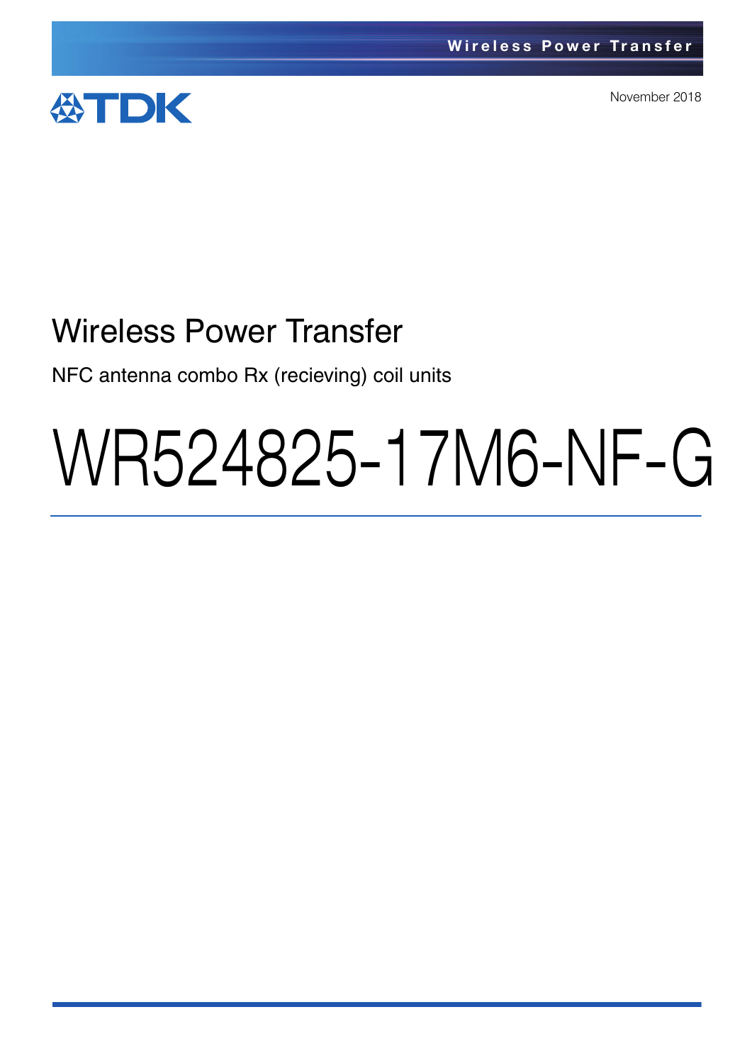TDK

November 2018

# Wireless Power Transfer

NFC antenna combo Rx (recieving) coil units

# WR524825-17M6-NF-G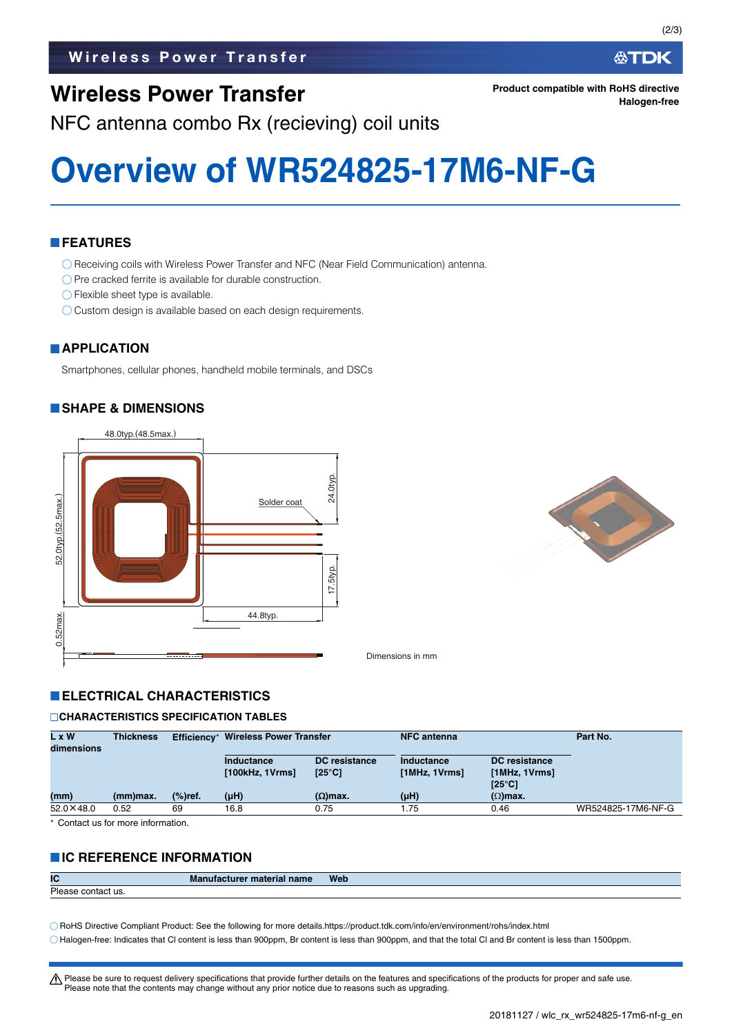# Wireless Power Transfer

Product compatible with RoHS directive
Halogen-free

NFC antenna combo Rx (recieving) coil units

# Overview of WR524825-17M6-NF-G

## FEATURES

- Receiving coils with Wireless Power Transfer and NFC (Near Field Communication) antenna.
- Pre cracked ferrite is available for durable construction.
- Flexible sheet type is available.
- Custom design is available based on each design requirements.

## APPLICATION

Smartphones, cellular phones, handheld mobile terminals, and DSCs

## SHAPE & DIMENSIONS

48.0typ.(48.5max.)

52.0typ.(52.5max.)

24.0typ.

Solder coat

17.5typ.

44.8typ.

0.52max.

Dimensions in mm

## ELECTRICAL CHARACTERISTICS

### CHARACTERISTICS SPECIFICATION TABLES

| L x W dimensions | Thickness | Efficiency* | Wireless Power Transfer | | NFC antenna | | Part No. |
|---|---|---|---|---|---|---|---|
| | | | Inductance [100kHz, 1Vrms] | DC resistance [25°C] | Inductance [1MHz, 1Vrms] | DC resistance [1MHz, 1Vrms] [25°C] | |
| (mm) | (mm)max. | (%)ref. | (μH) | (Ω)max. | (μH) | (Ω)max. | |
| 52.0×48.0 | 0.52 | 69 | 16.8 | 0.75 | 1.75 | 0.46 | WR524825-17M6-NF-G |

\* Contact us for more information.

## IC REFERENCE INFORMATION

| IC | Manufacturer material name | Web |
|---|---|---|
| Please contact us. | | |

- RoHS Directive Compliant Product: See the following for more details.https://product.tdk.com/info/en/environment/rohs/index.html
- Halogen-free: Indicates that Cl content is less than 900ppm, Br content is less than 900ppm, and that the total Cl and Br content is less than 1500ppm.

⚠ Please be sure to request delivery specifications that provide further details on the features and specifications of the products for proper and safe use.
Please note that the contents may change without any prior notice due to reasons such as upgrading.

20181127 / wlc_rx_wr524825-17m6-nf-g_en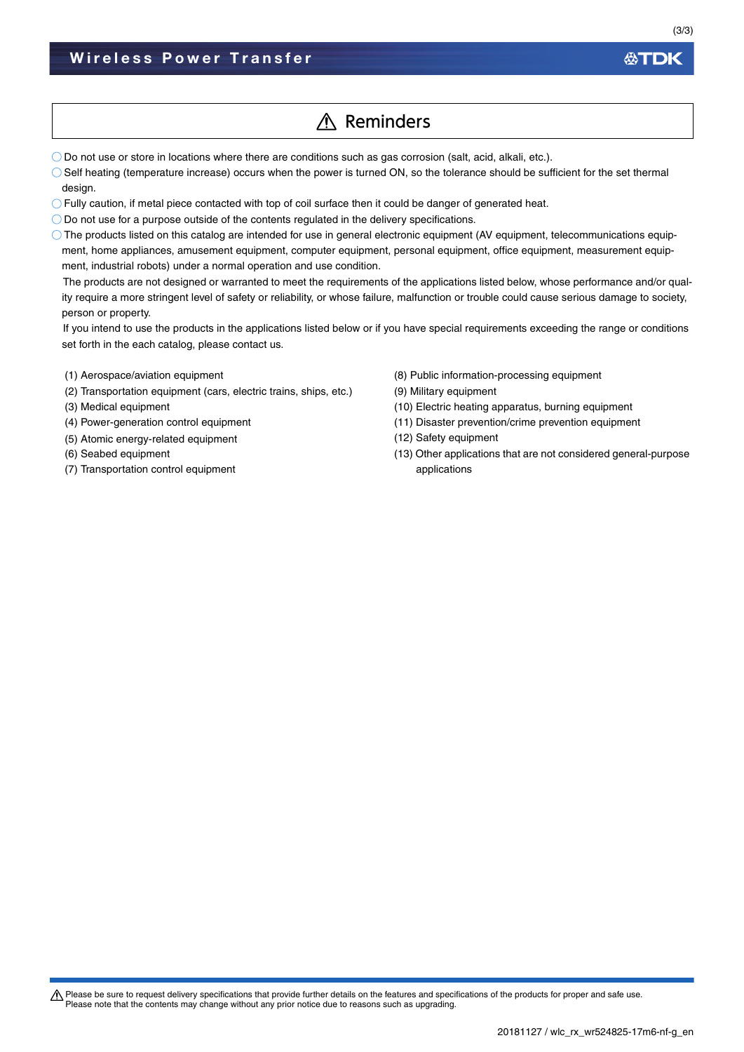# ⚠ Reminders

- Do not use or store in locations where there are conditions such as gas corrosion (salt, acid, alkali, etc.).
- Self heating (temperature increase) occurs when the power is turned ON, so the tolerance should be sufficient for the set thermal design.
- Fully caution, if metal piece contacted with top of coil surface then it could be danger of generated heat.
- Do not use for a purpose outside of the contents regulated in the delivery specifications.
- The products listed on this catalog are intended for use in general electronic equipment (AV equipment, telecommunications equipment, home appliances, amusement equipment, computer equipment, personal equipment, office equipment, measurement equipment, industrial robots) under a normal operation and use condition.

  The products are not designed or warranted to meet the requirements of the applications listed below, whose performance and/or quality require a more stringent level of safety or reliability, or whose failure, malfunction or trouble could cause serious damage to society, person or property.

  If you intend to use the products in the applications listed below or if you have special requirements exceeding the range or conditions set forth in the each catalog, please contact us.

(1) Aerospace/aviation equipment
(2) Transportation equipment (cars, electric trains, ships, etc.)
(3) Medical equipment
(4) Power-generation control equipment
(5) Atomic energy-related equipment
(6) Seabed equipment
(7) Transportation control equipment
(8) Public information-processing equipment
(9) Military equipment
(10) Electric heating apparatus, burning equipment
(11) Disaster prevention/crime prevention equipment
(12) Safety equipment
(13) Other applications that are not considered general-purpose applications

⚠ Please be sure to request delivery specifications that provide further details on the features and specifications of the products for proper and safe use.
Please note that the contents may change without any prior notice due to reasons such as upgrading.

20181127 / wlc_rx_wr524825-17m6-nf-g_en